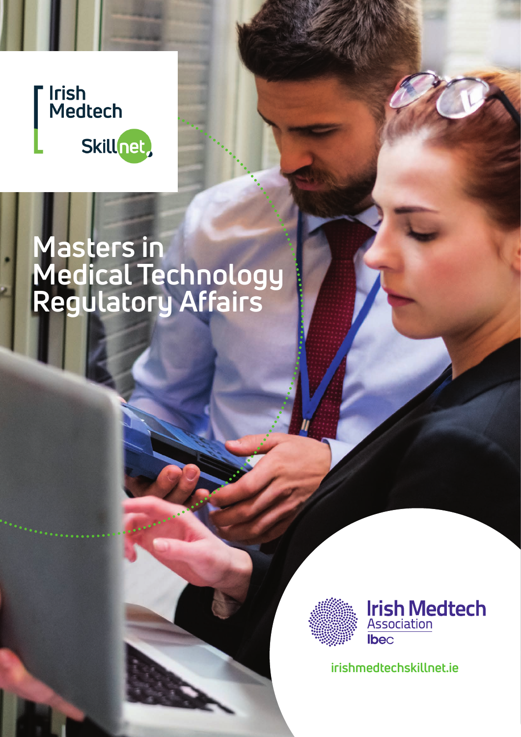Irish Medtech Skillnet

# Masters in Medical Technology Regulatory Affairs

Irish Medtech Association

Ibec

irishmedtechskillnet.ie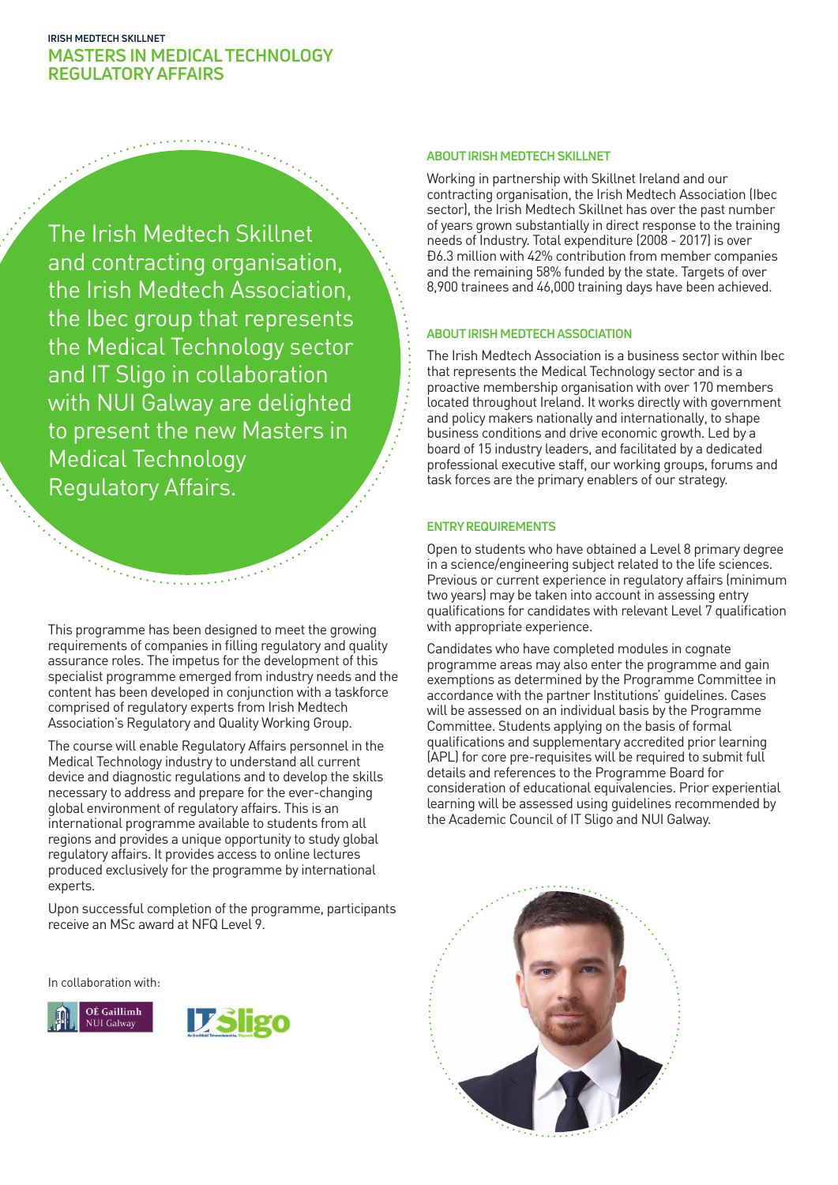IRISH MEDTECH SKILLNET

# MASTERS IN MEDICAL TECHNOLOGY REGULATORY AFFAIRS

The Irish Medtech Skillnet and contracting organisation, the Irish Medtech Association, the Ibec group that represents the Medical Technology sector and IT Sligo in collaboration with NUI Galway are delighted to present the new Masters in Medical Technology Regulatory Affairs.

This programme has been designed to meet the growing requirements of companies in filling regulatory and quality assurance roles. The impetus for the development of this specialist programme emerged from industry needs and the content has been developed in conjunction with a taskforce comprised of regulatory experts from Irish Medtech Association's Regulatory and Quality Working Group.

The course will enable Regulatory Affairs personnel in the Medical Technology industry to understand all current device and diagnostic regulations and to develop the skills necessary to address and prepare for the ever-changing global environment of regulatory affairs. This is an international programme available to students from all regions and provides a unique opportunity to study global regulatory affairs. It provides access to online lectures produced exclusively for the programme by international experts.

Upon successful completion of the programme, participants receive an MSc award at NFQ Level 9.

In collaboration with:

OÉ Gaillimh NUI Galway

IT Sligo

## ABOUT IRISH MEDTECH SKILLNET

Working in partnership with Skillnet Ireland and our contracting organisation, the Irish Medtech Association (Ibec sector), the Irish Medtech Skillnet has over the past number of years grown substantially in direct response to the training needs of Industry. Total expenditure (2008 - 2017) is over €6.3 million with 42% contribution from member companies and the remaining 58% funded by the state. Targets of over 8,900 trainees and 46,000 training days have been achieved.

## ABOUT IRISH MEDTECH ASSOCIATION

The Irish Medtech Association is a business sector within Ibec that represents the Medical Technology sector and is a proactive membership organisation with over 170 members located throughout Ireland. It works directly with government and policy makers nationally and internationally, to shape business conditions and drive economic growth. Led by a board of 15 industry leaders, and facilitated by a dedicated professional executive staff, our working groups, forums and task forces are the primary enablers of our strategy.

## ENTRY REQUIREMENTS

Open to students who have obtained a Level 8 primary degree in a science/engineering subject related to the life sciences. Previous or current experience in regulatory affairs (minimum two years) may be taken into account in assessing entry qualifications for candidates with relevant Level 7 qualification with appropriate experience.

Candidates who have completed modules in cognate programme areas may also enter the programme and gain exemptions as determined by the Programme Committee in accordance with the partner Institutions' guidelines. Cases will be assessed on an individual basis by the Programme Committee. Students applying on the basis of formal qualifications and supplementary accredited prior learning (APL) for core pre-requisites will be required to submit full details and references to the Programme Board for consideration of educational equivalencies. Prior experiential learning will be assessed using guidelines recommended by the Academic Council of IT Sligo and NUI Galway.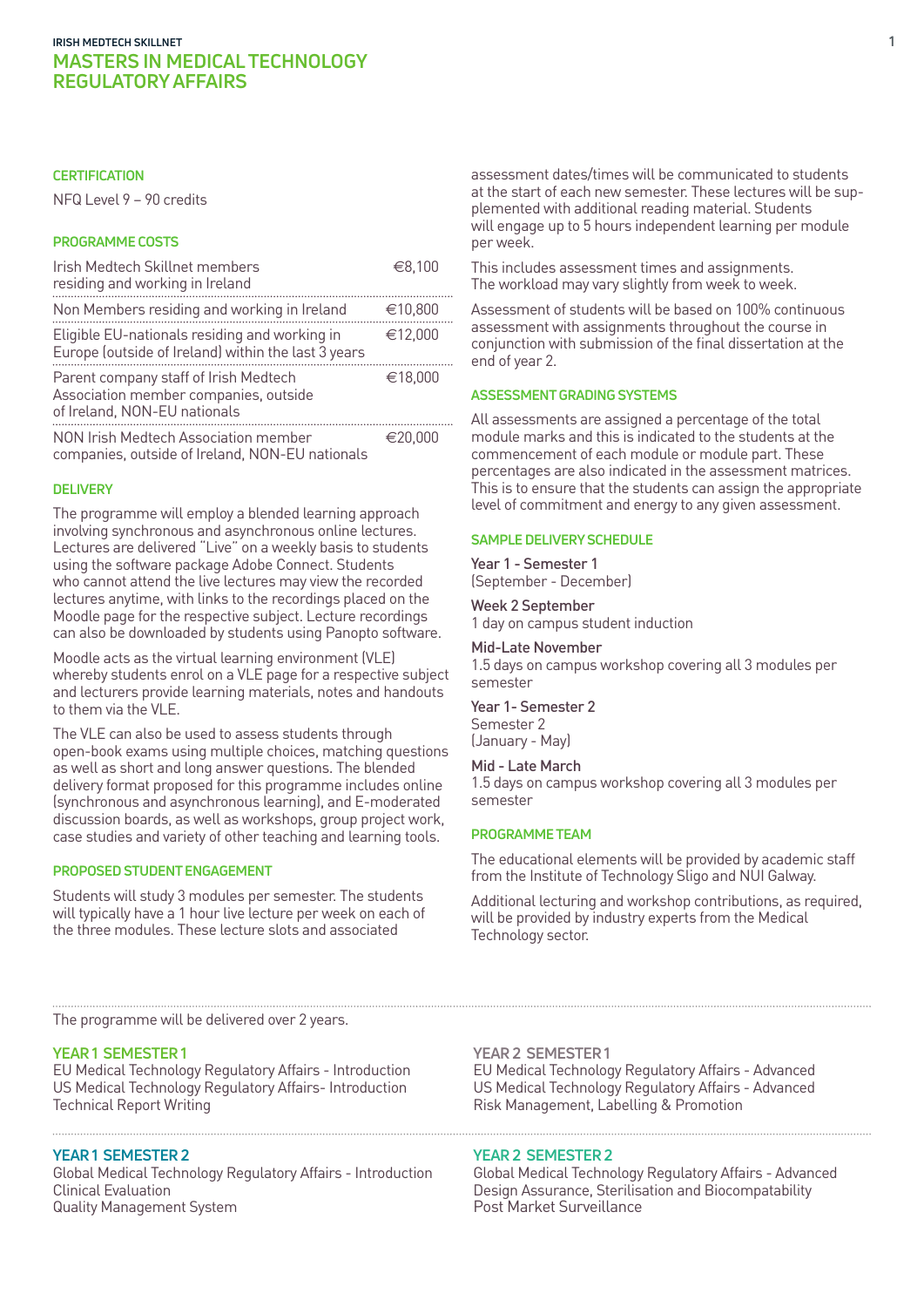IRISH MEDTECH SKILLNET

# MASTERS IN MEDICAL TECHNOLOGY REGULATORY AFFAIRS

## CERTIFICATION

NFQ Level 9 – 90 credits

## PROGRAMME COSTS

| | |
|---|---|
| Irish Medtech Skillnet members residing and working in Ireland | €8,100 |
| Non Members residing and working in Ireland | €10,800 |
| Eligible EU-nationals residing and working in Europe (outside of Ireland) within the last 3 years | €12,000 |
| Parent company staff of Irish Medtech Association member companies, outside of Ireland, NON-EU nationals | €18,000 |
| NON Irish Medtech Association member companies, outside of Ireland, NON-EU nationals | €20,000 |

## DELIVERY

The programme will employ a blended learning approach involving synchronous and asynchronous online lectures. Lectures are delivered "Live" on a weekly basis to students using the software package Adobe Connect. Students who cannot attend the live lectures may view the recorded lectures anytime, with links to the recordings placed on the Moodle page for the respective subject. Lecture recordings can also be downloaded by students using Panopto software.

Moodle acts as the virtual learning environment (VLE) whereby students enrol on a VLE page for a respective subject and lecturers provide learning materials, notes and handouts to them via the VLE.

The VLE can also be used to assess students through open-book exams using multiple choices, matching questions as well as short and long answer questions. The blended delivery format proposed for this programme includes online (synchronous and asynchronous learning), and E-moderated discussion boards, as well as workshops, group project work, case studies and variety of other teaching and learning tools.

## PROPOSED STUDENT ENGAGEMENT

Students will study 3 modules per semester. The students will typically have a 1 hour live lecture per week on each of the three modules. These lecture slots and associated assessment dates/times will be communicated to students at the start of each new semester. These lectures will be supplemented with additional reading material. Students will engage up to 5 hours independent learning per module per week.

This includes assessment times and assignments. The workload may vary slightly from week to week.

Assessment of students will be based on 100% continuous assessment with assignments throughout the course in conjunction with submission of the final dissertation at the end of year 2.

## ASSESSMENT GRADING SYSTEMS

All assessments are assigned a percentage of the total module marks and this is indicated to the students at the commencement of each module or module part. These percentages are also indicated in the assessment matrices. This is to ensure that the students can assign the appropriate level of commitment and energy to any given assessment.

## SAMPLE DELIVERY SCHEDULE

**Year 1 - Semester 1**
(September - December)

**Week 2 September**
1 day on campus student induction

**Mid-Late November**
1.5 days on campus workshop covering all 3 modules per semester

**Year 1- Semester 2**
Semester 2
(January - May)

**Mid - Late March**
1.5 days on campus workshop covering all 3 modules per semester

## PROGRAMME TEAM

The educational elements will be provided by academic staff from the Institute of Technology Sligo and NUI Galway.

Additional lecturing and workshop contributions, as required, will be provided by industry experts from the Medical Technology sector.

---

The programme will be delivered over 2 years.

### YEAR 1 SEMESTER 1
EU Medical Technology Regulatory Affairs - Introduction
US Medical Technology Regulatory Affairs- Introduction
Technical Report Writing

### YEAR 1 SEMESTER 2
Global Medical Technology Regulatory Affairs - Introduction
Clinical Evaluation
Quality Management System

### YEAR 2 SEMESTER 1
EU Medical Technology Regulatory Affairs - Advanced
US Medical Technology Regulatory Affairs - Advanced
Risk Management, Labelling & Promotion

### YEAR 2 SEMESTER 2
Global Medical Technology Regulatory Affairs - Advanced
Design Assurance, Sterilisation and Biocompatability
Post Market Surveillance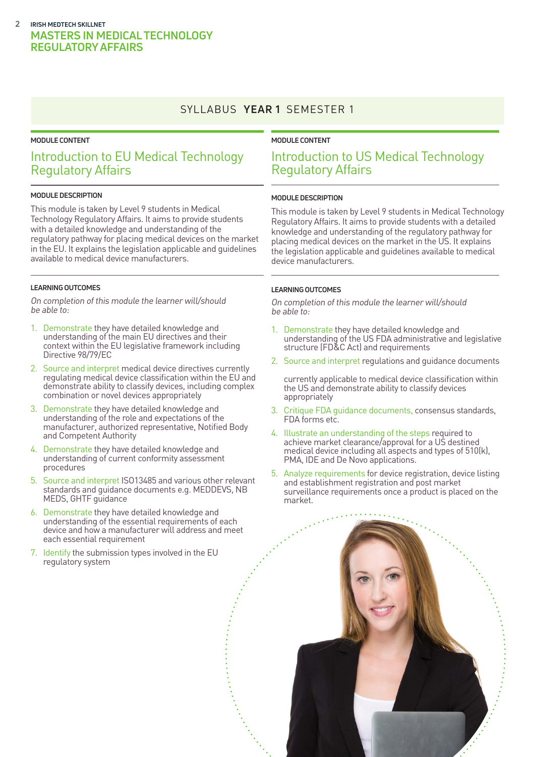# SYLLABUS **YEAR 1** SEMESTER 1

MODULE CONTENT

## Introduction to EU Medical Technology Regulatory Affairs

### MODULE DESCRIPTION

This module is taken by Level 9 students in Medical Technology Regulatory Affairs. It aims to provide students with a detailed knowledge and understanding of the regulatory pathway for placing medical devices on the market in the EU. It explains the legislation applicable and guidelines available to medical device manufacturers.

### LEARNING OUTCOMES

*On completion of this module the learner will/should be able to:*

1. Demonstrate they have detailed knowledge and understanding of the main EU directives and their context within the EU legislative framework including Directive 98/79/EC
2. Source and interpret medical device directives currently regulating medical device classification within the EU and demonstrate ability to classify devices, including complex combination or novel devices appropriately
3. Demonstrate they have detailed knowledge and understanding of the role and expectations of the manufacturer, authorized representative, Notified Body and Competent Authority
4. Demonstrate they have detailed knowledge and understanding of current conformity assessment procedures
5. Source and interpret ISO13485 and various other relevant standards and guidance documents e.g. MEDDEVS, NB MEDS, GHTF guidance
6. Demonstrate they have detailed knowledge and understanding of the essential requirements of each device and how a manufacturer will address and meet each essential requirement
7. Identify the submission types involved in the EU regulatory system

MODULE CONTENT

## Introduction to US Medical Technology Regulatory Affairs

### MODULE DESCRIPTION

This module is taken by Level 9 students in Medical Technology Regulatory Affairs. It aims to provide students with a detailed knowledge and understanding of the regulatory pathway for placing medical devices on the market in the US. It explains the legislation applicable and guidelines available to medical device manufacturers.

### LEARNING OUTCOMES

*On completion of this module the learner will/should be able to:*

1. Demonstrate they have detailed knowledge and understanding of the US FDA administrative and legislative structure (FD&C Act) and requirements
2. Source and interpret regulations and guidance documents currently applicable to medical device classification within the US and demonstrate ability to classify devices appropriately
3. Critique FDA guidance documents, consensus standards, FDA forms etc.
4. Illustrate an understanding of the steps required to achieve market clearance/approval for a US destined medical device including all aspects and types of 510(k), PMA, IDE and De Novo applications.
5. Analyze requirements for device registration, device listing and establishment registration and post market surveillance requirements once a product is placed on the market.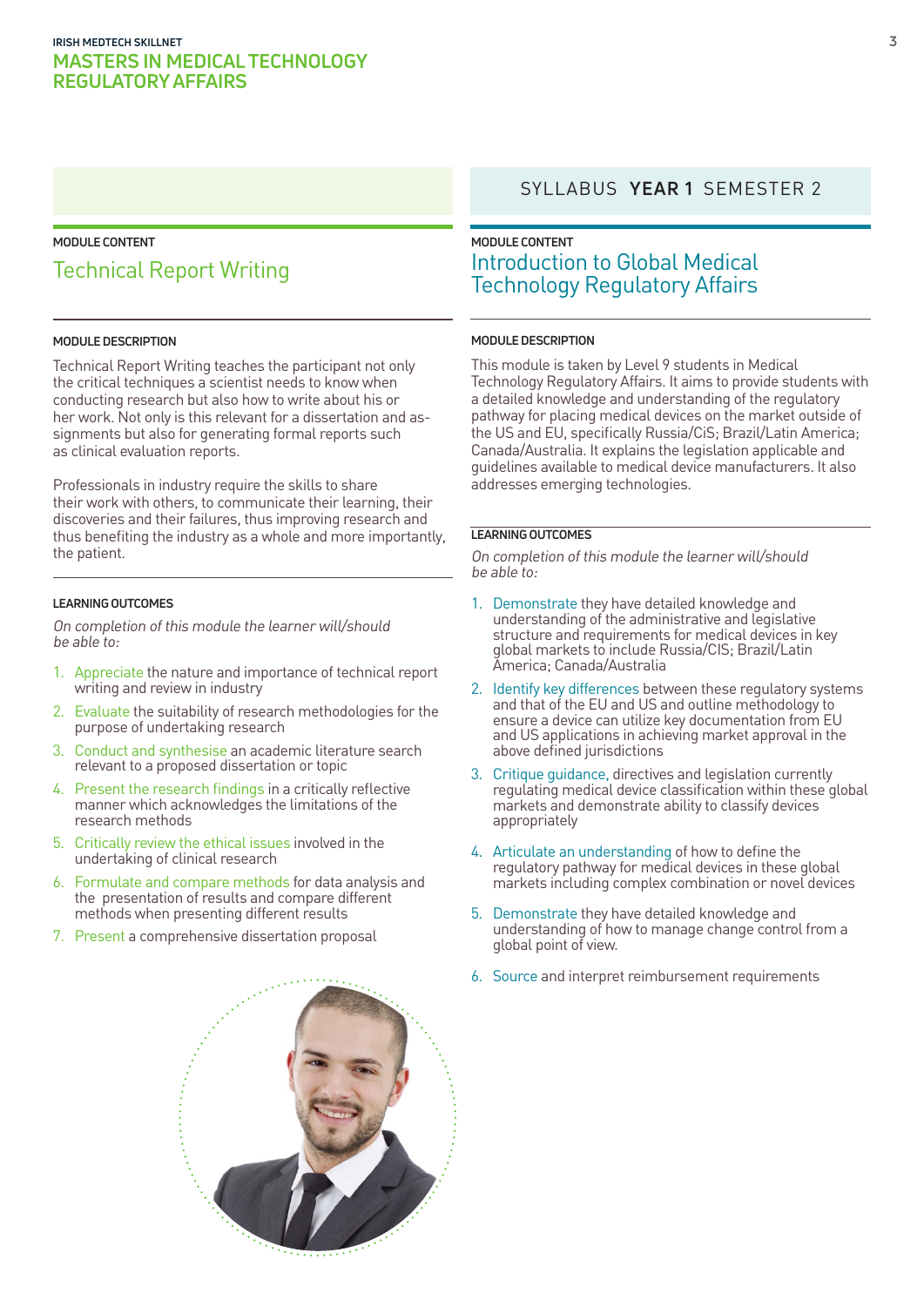SYLLABUS **YEAR 1** SEMESTER 2

MODULE CONTENT

## Technical Report Writing

#### MODULE DESCRIPTION

Technical Report Writing teaches the participant not only the critical techniques a scientist needs to know when conducting research but also how to write about his or her work. Not only is this relevant for a dissertation and assignments but also for generating formal reports such as clinical evaluation reports.

Professionals in industry require the skills to share their work with others, to communicate their learning, their discoveries and their failures, thus improving research and thus benefiting the industry as a whole and more importantly, the patient.

#### LEARNING OUTCOMES

*On completion of this module the learner will/should be able to:*

1. Appreciate the nature and importance of technical report writing and review in industry
2. Evaluate the suitability of research methodologies for the purpose of undertaking research
3. Conduct and synthesise an academic literature search relevant to a proposed dissertation or topic
4. Present the research findings in a critically reflective manner which acknowledges the limitations of the research methods
5. Critically review the ethical issues involved in the undertaking of clinical research
6. Formulate and compare methods for data analysis and the presentation of results and compare different methods when presenting different results
7. Present a comprehensive dissertation proposal

MODULE CONTENT

## Introduction to Global Medical Technology Regulatory Affairs

#### MODULE DESCRIPTION

This module is taken by Level 9 students in Medical Technology Regulatory Affairs. It aims to provide students with a detailed knowledge and understanding of the regulatory pathway for placing medical devices on the market outside of the US and EU, specifically Russia/CiS; Brazil/Latin America; Canada/Australia. It explains the legislation applicable and guidelines available to medical device manufacturers. It also addresses emerging technologies.

#### LEARNING OUTCOMES

*On completion of this module the learner will/should be able to:*

1. Demonstrate they have detailed knowledge and understanding of the administrative and legislative structure and requirements for medical devices in key global markets to include Russia/CIS; Brazil/Latin America; Canada/Australia
2. Identify key differences between these regulatory systems and that of the EU and US and outline methodology to ensure a device can utilize key documentation from EU and US applications in achieving market approval in the above defined jurisdictions
3. Critique guidance, directives and legislation currently regulating medical device classification within these global markets and demonstrate ability to classify devices appropriately
4. Articulate an understanding of how to define the regulatory pathway for medical devices in these global markets including complex combination or novel devices
5. Demonstrate they have detailed knowledge and understanding of how to manage change control from a global point of view.
6. Source and interpret reimbursement requirements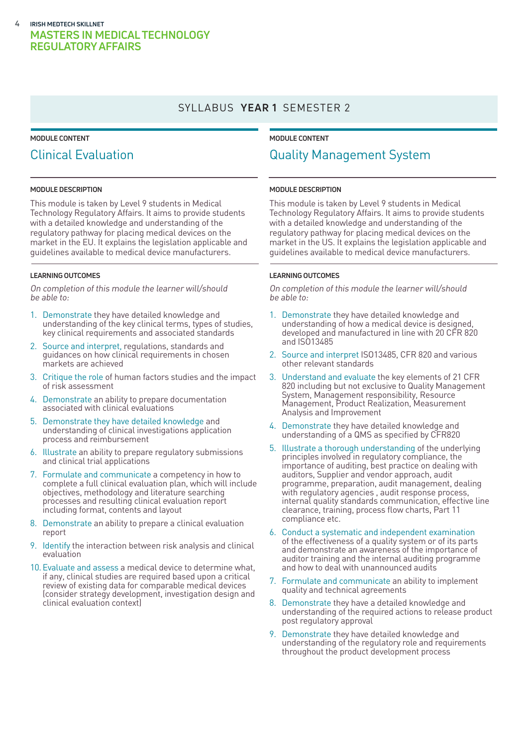IRISH MEDTECH SKILLNET

# MASTERS IN MEDICAL TECHNOLOGY REGULATORY AFFAIRS

## SYLLABUS **YEAR 1** SEMESTER 2

MODULE CONTENT

### Clinical Evaluation

#### MODULE DESCRIPTION

This module is taken by Level 9 students in Medical Technology Regulatory Affairs. It aims to provide students with a detailed knowledge and understanding of the regulatory pathway for placing medical devices on the market in the EU. It explains the legislation applicable and guidelines available to medical device manufacturers.

#### LEARNING OUTCOMES

*On completion of this module the learner will/should be able to:*

1. Demonstrate they have detailed knowledge and understanding of the key clinical terms, types of studies, key clinical requirements and associated standards
2. Source and interpret, regulations, standards and guidances on how clinical requirements in chosen markets are achieved
3. Critique the role of human factors studies and the impact of risk assessment
4. Demonstrate an ability to prepare documentation associated with clinical evaluations
5. Demonstrate they have detailed knowledge and understanding of clinical investigations application process and reimbursement
6. Illustrate an ability to prepare regulatory submissions and clinical trial applications
7. Formulate and communicate a competency in how to complete a full clinical evaluation plan, which will include objectives, methodology and literature searching processes and resulting clinical evaluation report including format, contents and layout
8. Demonstrate an ability to prepare a clinical evaluation report
9. Identify the interaction between risk analysis and clinical evaluation
10. Evaluate and assess a medical device to determine what, if any, clinical studies are required based upon a critical review of existing data for comparable medical devices (consider strategy development, investigation design and clinical evaluation context)

MODULE CONTENT

### Quality Management System

#### MODULE DESCRIPTION

This module is taken by Level 9 students in Medical Technology Regulatory Affairs. It aims to provide students with a detailed knowledge and understanding of the regulatory pathway for placing medical devices on the market in the US. It explains the legislation applicable and guidelines available to medical device manufacturers.

#### LEARNING OUTCOMES

*On completion of this module the learner will/should be able to:*

1. Demonstrate they have detailed knowledge and understanding of how a medical device is designed, developed and manufactured in line with 20 CFR 820 and ISO13485
2. Source and interpret ISO13485, CFR 820 and various other relevant standards
3. Understand and evaluate the key elements of 21 CFR 820 including but not exclusive to Quality Management System, Management responsibility, Resource Management, Product Realization, Measurement Analysis and Improvement
4. Demonstrate they have detailed knowledge and understanding of a QMS as specified by CFR820
5. Illustrate a thorough understanding of the underlying principles involved in regulatory compliance, the importance of auditing, best practice on dealing with auditors, Supplier and vendor approach, audit programme, preparation, audit management, dealing with regulatory agencies , audit response process, internal quality standards communication, effective line clearance, training, process flow charts, Part 11 compliance etc.
6. Conduct a systematic and independent examination of the effectiveness of a quality system or of its parts and demonstrate an awareness of the importance of auditor training and the internal auditing programme and how to deal with unannounced audits
7. Formulate and communicate an ability to implement quality and technical agreements
8. Demonstrate they have a detailed knowledge and understanding of the required actions to release product post regulatory approval
9. Demonstrate they have detailed knowledge and understanding of the regulatory role and requirements throughout the product development process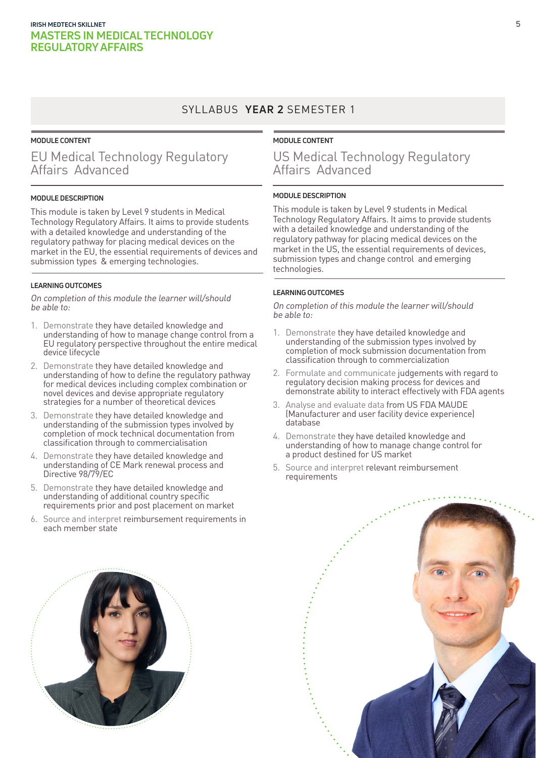## SYLLABUS YEAR 2 SEMESTER 1

MODULE CONTENT

### EU Medical Technology Regulatory Affairs Advanced

**MODULE DESCRIPTION**

This module is taken by Level 9 students in Medical Technology Regulatory Affairs. It aims to provide students with a detailed knowledge and understanding of the regulatory pathway for placing medical devices on the market in the EU, the essential requirements of devices and submission types & emerging technologies.

**LEARNING OUTCOMES**

*On completion of this module the learner will/should be able to:*

1. Demonstrate they have detailed knowledge and understanding of how to manage change control from a EU regulatory perspective throughout the entire medical device lifecycle
2. Demonstrate they have detailed knowledge and understanding of how to define the regulatory pathway for medical devices including complex combination or novel devices and devise appropriate regulatory strategies for a number of theoretical devices
3. Demonstrate they have detailed knowledge and understanding of the submission types involved by completion of mock technical documentation from classification through to commercialisation
4. Demonstrate they have detailed knowledge and understanding of CE Mark renewal process and Directive 98/79/EC
5. Demonstrate they have detailed knowledge and understanding of additional country specific requirements prior and post placement on market
6. Source and interpret reimbursement requirements in each member state

MODULE CONTENT

### US Medical Technology Regulatory Affairs Advanced

**MODULE DESCRIPTION**

This module is taken by Level 9 students in Medical Technology Regulatory Affairs. It aims to provide students with a detailed knowledge and understanding of the regulatory pathway for placing medical devices on the market in the US, the essential requirements of devices, submission types and change control and emerging technologies.

**LEARNING OUTCOMES**

*On completion of this module the learner will/should be able to:*

1. Demonstrate they have detailed knowledge and understanding of the submission types involved by completion of mock submission documentation from classification through to commercialization
2. Formulate and communicate judgements with regard to regulatory decision making process for devices and demonstrate ability to interact effectively with FDA agents
3. Analyse and evaluate data from US FDA MAUDE (Manufacturer and user facility device experience) database
4. Demonstrate they have detailed knowledge and understanding of how to manage change control for a product destined for US market
5. Source and interpret relevant reimbursement requirements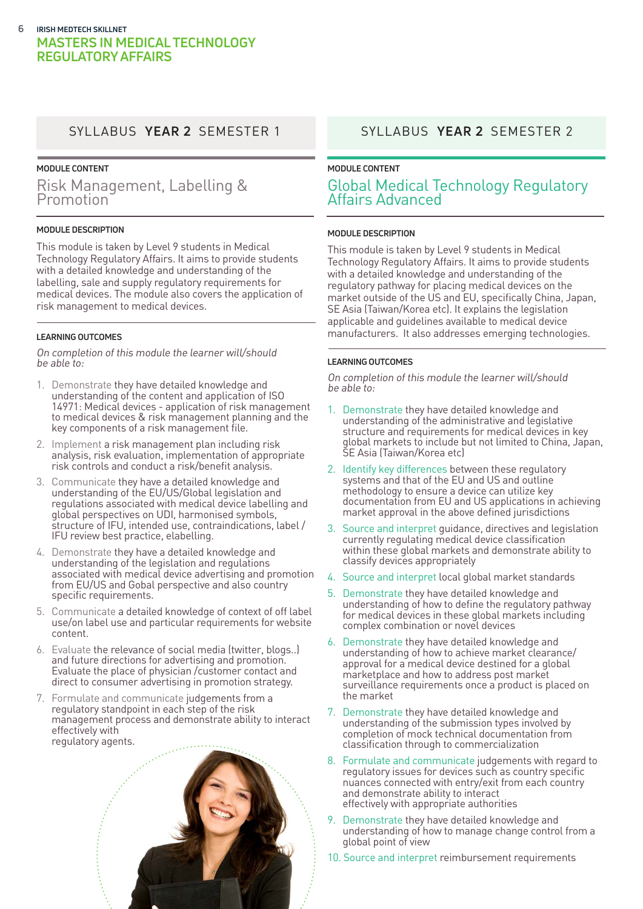# MASTERS IN MEDICAL TECHNOLOGY REGULATORY AFFAIRS

## SYLLABUS YEAR 2 SEMESTER 1

### MODULE CONTENT

## Risk Management, Labelling & Promotion

### MODULE DESCRIPTION

This module is taken by Level 9 students in Medical Technology Regulatory Affairs. It aims to provide students with a detailed knowledge and understanding of the labelling, sale and supply regulatory requirements for medical devices. The module also covers the application of risk management to medical devices.

### LEARNING OUTCOMES

*On completion of this module the learner will/should be able to:*

1. Demonstrate they have detailed knowledge and understanding of the content and application of ISO 14971: Medical devices - application of risk management to medical devices & risk management planning and the key components of a risk management file.
2. Implement a risk management plan including risk analysis, risk evaluation, implementation of appropriate risk controls and conduct a risk/benefit analysis.
3. Communicate they have a detailed knowledge and understanding of the EU/US/Global legislation and regulations associated with medical device labelling and global perspectives on UDI, harmonised symbols, structure of IFU, intended use, contraindications, label / IFU review best practice, elabelling.
4. Demonstrate they have a detailed knowledge and understanding of the legislation and regulations associated with medical device advertising and promotion from EU/US and Gobal perspective and also country specific requirements.
5. Communicate a detailed knowledge of context of off label use/on label use and particular requirements for website content.
6. Evaluate the relevance of social media (twitter, blogs..) and future directions for advertising and promotion. Evaluate the place of physician /customer contact and direct to consumer advertising in promotion strategy.
7. Formulate and communicate judgements from a regulatory standpoint in each step of the risk management process and demonstrate ability to interact effectively with regulatory agents.

## SYLLABUS YEAR 2 SEMESTER 2

### MODULE CONTENT

## Global Medical Technology Regulatory Affairs Advanced

### MODULE DESCRIPTION

This module is taken by Level 9 students in Medical Technology Regulatory Affairs. It aims to provide students with a detailed knowledge and understanding of the regulatory pathway for placing medical devices on the market outside of the US and EU, specifically China, Japan, SE Asia (Taiwan/Korea etc). It explains the legislation applicable and guidelines available to medical device manufacturers. It also addresses emerging technologies.

### LEARNING OUTCOMES

*On completion of this module the learner will/should be able to:*

1. Demonstrate they have detailed knowledge and understanding of the administrative and legislative structure and requirements for medical devices in key global markets to include but not limited to China, Japan, SE Asia (Taiwan/Korea etc)
2. Identify key differences between these regulatory systems and that of the EU and US and outline methodology to ensure a device can utilize key documentation from EU and US applications in achieving market approval in the above defined jurisdictions
3. Source and interpret guidance, directives and legislation currently regulating medical device classification within these global markets and demonstrate ability to classify devices appropriately
4. Source and interpret local global market standards
5. Demonstrate they have detailed knowledge and understanding of how to define the regulatory pathway for medical devices in these global markets including complex combination or novel devices
6. Demonstrate they have detailed knowledge and understanding of how to achieve market clearance/ approval for a medical device destined for a global marketplace and how to address post market surveillance requirements once a product is placed on the market
7. Demonstrate they have detailed knowledge and understanding of the submission types involved by completion of mock technical documentation from classification through to commercialization
8. Formulate and communicate judgements with regard to regulatory issues for devices such as country specific nuances connected with entry/exit from each country and demonstrate ability to interact effectively with appropriate authorities
9. Demonstrate they have detailed knowledge and understanding of how to manage change control from a global point of view
10. Source and interpret reimbursement requirements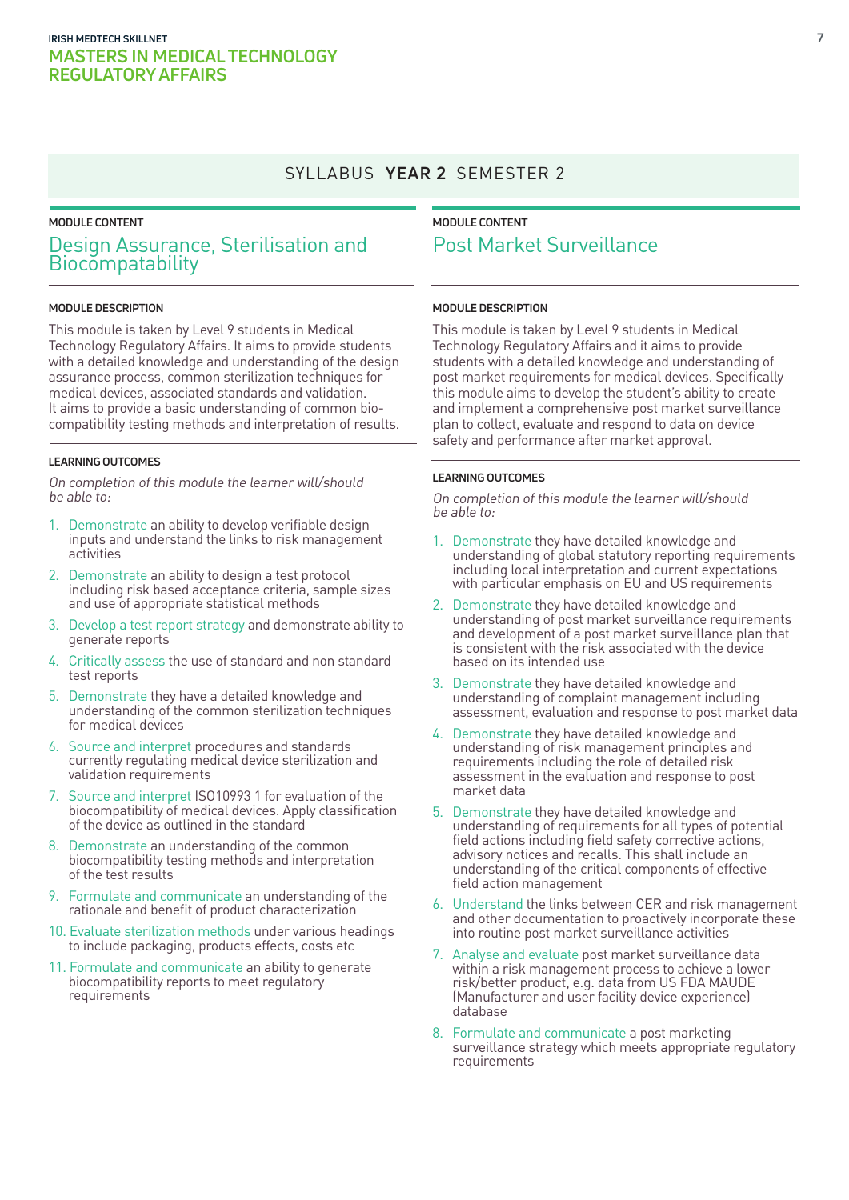## SYLLABUS **YEAR 2** SEMESTER 2

### MODULE CONTENT

## Design Assurance, Sterilisation and Biocompatability

#### MODULE DESCRIPTION

This module is taken by Level 9 students in Medical Technology Regulatory Affairs. It aims to provide students with a detailed knowledge and understanding of the design assurance process, common sterilization techniques for medical devices, associated standards and validation. It aims to provide a basic understanding of common bio-compatibility testing methods and interpretation of results.

#### LEARNING OUTCOMES

*On completion of this module the learner will/should be able to:*

1. Demonstrate an ability to develop verifiable design inputs and understand the links to risk management activities
2. Demonstrate an ability to design a test protocol including risk based acceptance criteria, sample sizes and use of appropriate statistical methods
3. Develop a test report strategy and demonstrate ability to generate reports
4. Critically assess the use of standard and non standard test reports
5. Demonstrate they have a detailed knowledge and understanding of the common sterilization techniques for medical devices
6. Source and interpret procedures and standards currently regulating medical device sterilization and validation requirements
7. Source and interpret ISO10993 1 for evaluation of the biocompatibility of medical devices. Apply classification of the device as outlined in the standard
8. Demonstrate an understanding of the common biocompatibility testing methods and interpretation of the test results
9. Formulate and communicate an understanding of the rationale and benefit of product characterization
10. Evaluate sterilization methods under various headings to include packaging, products effects, costs etc
11. Formulate and communicate an ability to generate biocompatibility reports to meet regulatory requirements

### MODULE CONTENT

## Post Market Surveillance

#### MODULE DESCRIPTION

This module is taken by Level 9 students in Medical Technology Regulatory Affairs and it aims to provide students with a detailed knowledge and understanding of post market requirements for medical devices. Specifically this module aims to develop the student's ability to create and implement a comprehensive post market surveillance plan to collect, evaluate and respond to data on device safety and performance after market approval.

#### LEARNING OUTCOMES

*On completion of this module the learner will/should be able to:*

1. Demonstrate they have detailed knowledge and understanding of global statutory reporting requirements including local interpretation and current expectations with particular emphasis on EU and US requirements
2. Demonstrate they have detailed knowledge and understanding of post market surveillance requirements and development of a post market surveillance plan that is consistent with the risk associated with the device based on its intended use
3. Demonstrate they have detailed knowledge and understanding of complaint management including assessment, evaluation and response to post market data
4. Demonstrate they have detailed knowledge and understanding of risk management principles and requirements including the role of detailed risk assessment in the evaluation and response to post market data
5. Demonstrate they have detailed knowledge and understanding of requirements for all types of potential field actions including field safety corrective actions, advisory notices and recalls. This shall include an understanding of the critical components of effective field action management
6. Understand the links between CER and risk management and other documentation to proactively incorporate these into routine post market surveillance activities
7. Analyse and evaluate post market surveillance data within a risk management process to achieve a lower risk/better product, e.g. data from US FDA MAUDE (Manufacturer and user facility device experience) database
8. Formulate and communicate a post marketing surveillance strategy which meets appropriate regulatory requirements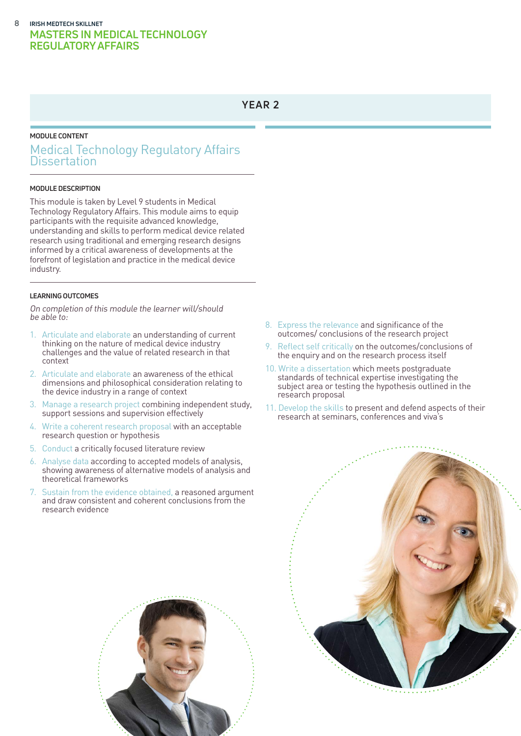## YEAR 2

MODULE CONTENT

# Medical Technology Regulatory Affairs Dissertation

### MODULE DESCRIPTION

This module is taken by Level 9 students in Medical Technology Regulatory Affairs. This module aims to equip participants with the requisite advanced knowledge, understanding and skills to perform medical device related research using traditional and emerging research designs informed by a critical awareness of developments at the forefront of legislation and practice in the medical device industry.

### LEARNING OUTCOMES

*On completion of this module the learner will/should be able to:*

1. Articulate and elaborate an understanding of current thinking on the nature of medical device industry challenges and the value of related research in that context
2. Articulate and elaborate an awareness of the ethical dimensions and philosophical consideration relating to the device industry in a range of context
3. Manage a research project combining independent study, support sessions and supervision effectively
4. Write a coherent research proposal with an acceptable research question or hypothesis
5. Conduct a critically focused literature review
6. Analyse data according to accepted models of analysis, showing awareness of alternative models of analysis and theoretical frameworks
7. Sustain from the evidence obtained, a reasoned argument and draw consistent and coherent conclusions from the research evidence
8. Express the relevance and significance of the outcomes/ conclusions of the research project
9. Reflect self critically on the outcomes/conclusions of the enquiry and on the research process itself
10. Write a dissertation which meets postgraduate standards of technical expertise investigating the subject area or testing the hypothesis outlined in the research proposal
11. Develop the skills to present and defend aspects of their research at seminars, conferences and viva's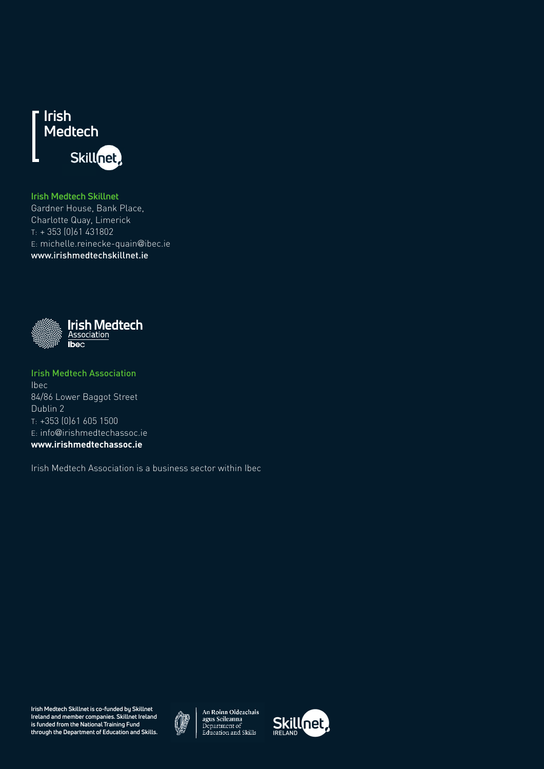Irish Medtech Skillnet

**Irish Medtech Skillnet**
Gardner House, Bank Place,
Charlotte Quay, Limerick
T: + 353 (0)61 431802
E: michelle.reinecke-quain@ibec.ie
www.irishmedtechskillnet.ie

Irish Medtech Association Ibec

**Irish Medtech Association**
Ibec
84/86 Lower Baggot Street
Dublin 2
T: +353 (0)61 605 1500
E: info@irishmedtechassoc.ie
**www.irishmedtechassoc.ie**

Irish Medtech Association is a business sector within Ibec

Irish Medtech Skillnet is co-funded by Skillnet Ireland and member companies. Skillnet Ireland is funded from the National Training Fund through the Department of Education and Skills.

An Roinn Oideachais agus Scileanna
Department of Education and Skills

Skillnet IRELAND